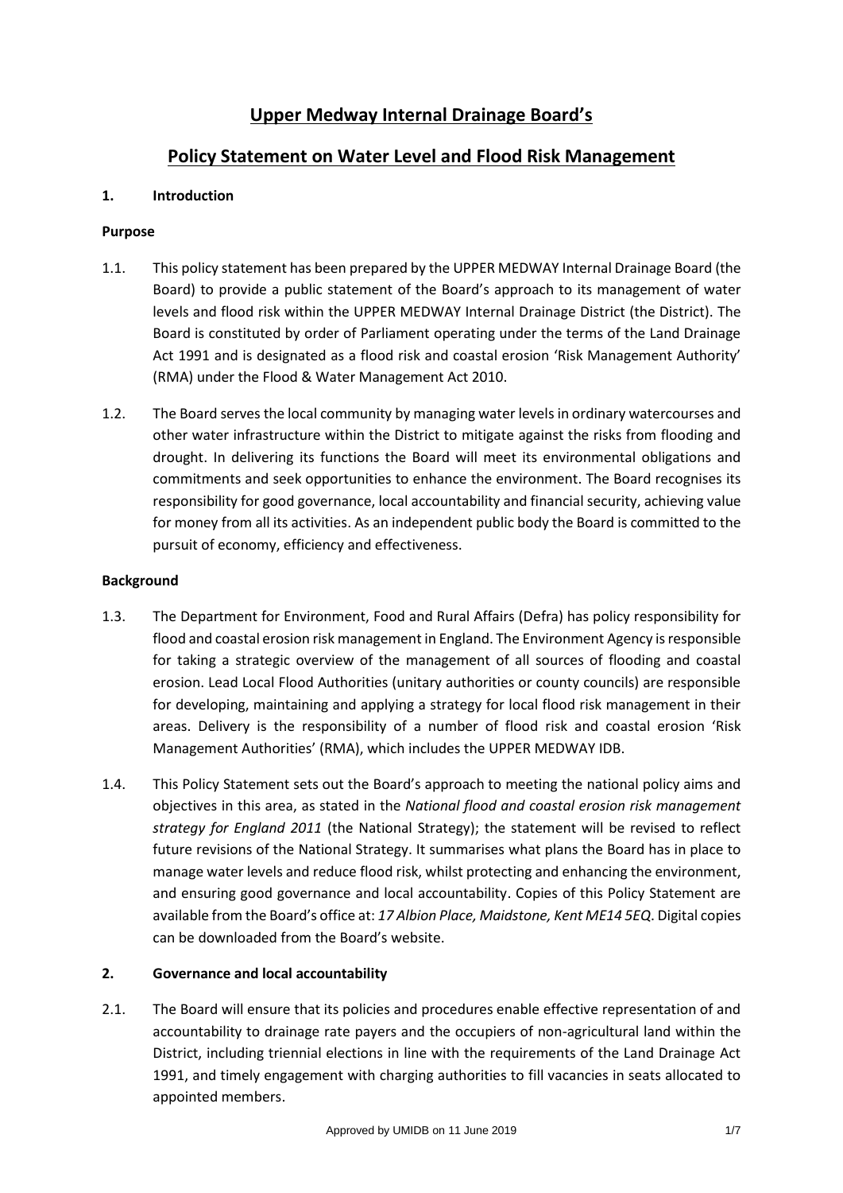# Upper Medway Internal Drainage Board's

## Policy Statement on Water Level and Flood Risk Management

### 1. Introduction

**Purpose**

1.1. This policy statement has been prepared by the UPPER MEDWAY Internal Drainage Board (the Board) to provide a public statement of the Board's approach to its management of water levels and flood risk within the UPPER MEDWAY Internal Drainage District (the District). The Board is constituted by order of Parliament operating under the terms of the Land Drainage Act 1991 and is designated as a flood risk and coastal erosion 'Risk Management Authority' (RMA) under the Flood & Water Management Act 2010.

1.2. The Board serves the local community by managing water levels in ordinary watercourses and other water infrastructure within the District to mitigate against the risks from flooding and drought. In delivering its functions the Board will meet its environmental obligations and commitments and seek opportunities to enhance the environment. The Board recognises its responsibility for good governance, local accountability and financial security, achieving value for money from all its activities. As an independent public body the Board is committed to the pursuit of economy, efficiency and effectiveness.

**Background**

1.3. The Department for Environment, Food and Rural Affairs (Defra) has policy responsibility for flood and coastal erosion risk management in England. The Environment Agency is responsible for taking a strategic overview of the management of all sources of flooding and coastal erosion. Lead Local Flood Authorities (unitary authorities or county councils) are responsible for developing, maintaining and applying a strategy for local flood risk management in their areas. Delivery is the responsibility of a number of flood risk and coastal erosion 'Risk Management Authorities' (RMA), which includes the UPPER MEDWAY IDB.

1.4. This Policy Statement sets out the Board's approach to meeting the national policy aims and objectives in this area, as stated in the *National flood and coastal erosion risk management strategy for England 2011* (the National Strategy); the statement will be revised to reflect future revisions of the National Strategy. It summarises what plans the Board has in place to manage water levels and reduce flood risk, whilst protecting and enhancing the environment, and ensuring good governance and local accountability. Copies of this Policy Statement are available from the Board's office at: *17 Albion Place, Maidstone, Kent ME14 5EQ*. Digital copies can be downloaded from the Board's website.

### 2. Governance and local accountability

2.1. The Board will ensure that its policies and procedures enable effective representation of and accountability to drainage rate payers and the occupiers of non-agricultural land within the District, including triennial elections in line with the requirements of the Land Drainage Act 1991, and timely engagement with charging authorities to fill vacancies in seats allocated to appointed members.

Approved by UMIDB on 11 June 2019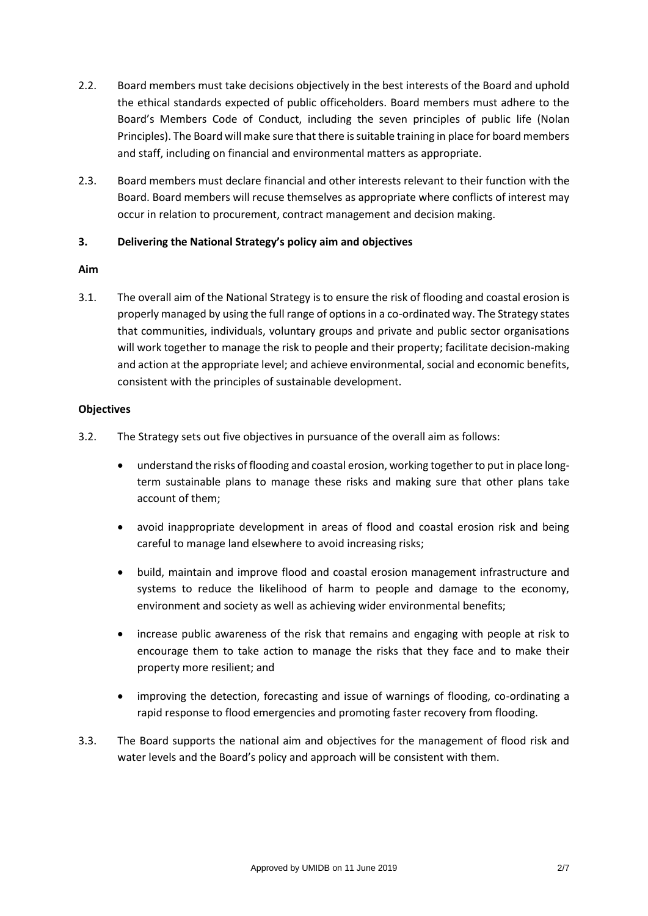2.2. Board members must take decisions objectively in the best interests of the Board and uphold the ethical standards expected of public officeholders. Board members must adhere to the Board's Members Code of Conduct, including the seven principles of public life (Nolan Principles). The Board will make sure that there is suitable training in place for board members and staff, including on financial and environmental matters as appropriate.

2.3. Board members must declare financial and other interests relevant to their function with the Board. Board members will recuse themselves as appropriate where conflicts of interest may occur in relation to procurement, contract management and decision making.

## 3. Delivering the National Strategy's policy aim and objectives

### Aim

3.1. The overall aim of the National Strategy is to ensure the risk of flooding and coastal erosion is properly managed by using the full range of options in a co-ordinated way. The Strategy states that communities, individuals, voluntary groups and private and public sector organisations will work together to manage the risk to people and their property; facilitate decision-making and action at the appropriate level; and achieve environmental, social and economic benefits, consistent with the principles of sustainable development.

### Objectives

3.2. The Strategy sets out five objectives in pursuance of the overall aim as follows:

- understand the risks of flooding and coastal erosion, working together to put in place long-term sustainable plans to manage these risks and making sure that other plans take account of them;
- avoid inappropriate development in areas of flood and coastal erosion risk and being careful to manage land elsewhere to avoid increasing risks;
- build, maintain and improve flood and coastal erosion management infrastructure and systems to reduce the likelihood of harm to people and damage to the economy, environment and society as well as achieving wider environmental benefits;
- increase public awareness of the risk that remains and engaging with people at risk to encourage them to take action to manage the risks that they face and to make their property more resilient; and
- improving the detection, forecasting and issue of warnings of flooding, co-ordinating a rapid response to flood emergencies and promoting faster recovery from flooding.

3.3. The Board supports the national aim and objectives for the management of flood risk and water levels and the Board's policy and approach will be consistent with them.

Approved by UMIDB on 11 June 2019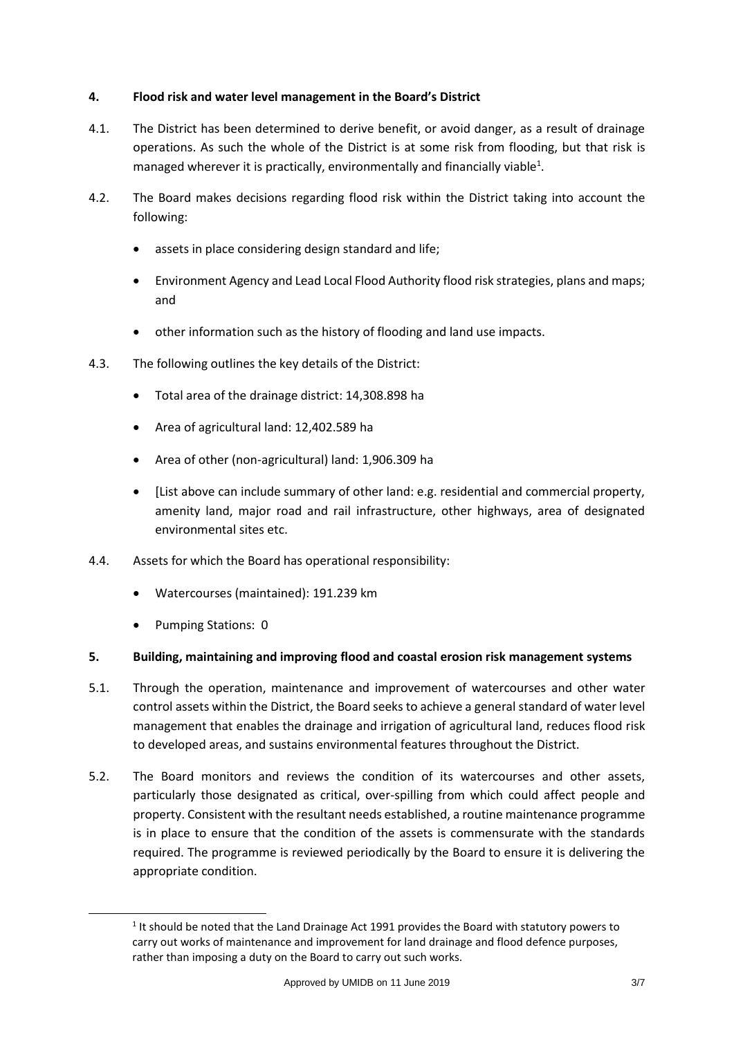## 4. Flood risk and water level management in the Board's District

4.1. The District has been determined to derive benefit, or avoid danger, as a result of drainage operations. As such the whole of the District is at some risk from flooding, but that risk is managed wherever it is practically, environmentally and financially viable[1].

4.2. The Board makes decisions regarding flood risk within the District taking into account the following:

- assets in place considering design standard and life;
- Environment Agency and Lead Local Flood Authority flood risk strategies, plans and maps; and
- other information such as the history of flooding and land use impacts.

4.3. The following outlines the key details of the District:

- Total area of the drainage district: 14,308.898 ha
- Area of agricultural land: 12,402.589 ha
- Area of other (non-agricultural) land: 1,906.309 ha
- [List above can include summary of other land: e.g. residential and commercial property, amenity land, major road and rail infrastructure, other highways, area of designated environmental sites etc.

4.4. Assets for which the Board has operational responsibility:

- Watercourses (maintained): 191.239 km
- Pumping Stations: 0

## 5. Building, maintaining and improving flood and coastal erosion risk management systems

5.1. Through the operation, maintenance and improvement of watercourses and other water control assets within the District, the Board seeks to achieve a general standard of water level management that enables the drainage and irrigation of agricultural land, reduces flood risk to developed areas, and sustains environmental features throughout the District.

5.2. The Board monitors and reviews the condition of its watercourses and other assets, particularly those designated as critical, over-spilling from which could affect people and property. Consistent with the resultant needs established, a routine maintenance programme is in place to ensure that the condition of the assets is commensurate with the standards required. The programme is reviewed periodically by the Board to ensure it is delivering the appropriate condition.

[1] It should be noted that the Land Drainage Act 1991 provides the Board with statutory powers to carry out works of maintenance and improvement for land drainage and flood defence purposes, rather than imposing a duty on the Board to carry out such works.

Approved by UMIDB on 11 June 2019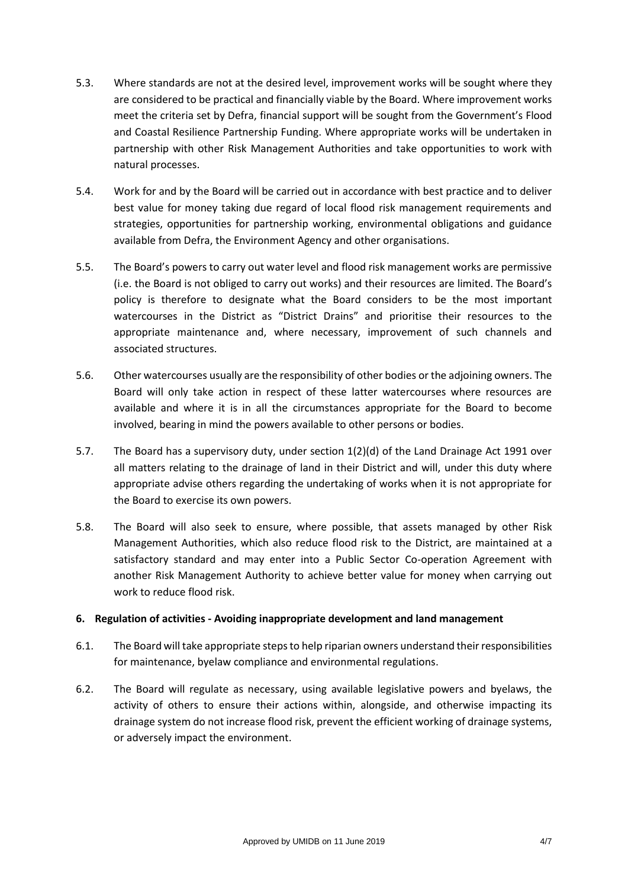5.3. Where standards are not at the desired level, improvement works will be sought where they are considered to be practical and financially viable by the Board. Where improvement works meet the criteria set by Defra, financial support will be sought from the Government's Flood and Coastal Resilience Partnership Funding. Where appropriate works will be undertaken in partnership with other Risk Management Authorities and take opportunities to work with natural processes.

5.4. Work for and by the Board will be carried out in accordance with best practice and to deliver best value for money taking due regard of local flood risk management requirements and strategies, opportunities for partnership working, environmental obligations and guidance available from Defra, the Environment Agency and other organisations.

5.5. The Board's powers to carry out water level and flood risk management works are permissive (i.e. the Board is not obliged to carry out works) and their resources are limited. The Board's policy is therefore to designate what the Board considers to be the most important watercourses in the District as "District Drains" and prioritise their resources to the appropriate maintenance and, where necessary, improvement of such channels and associated structures.

5.6. Other watercourses usually are the responsibility of other bodies or the adjoining owners. The Board will only take action in respect of these latter watercourses where resources are available and where it is in all the circumstances appropriate for the Board to become involved, bearing in mind the powers available to other persons or bodies.

5.7. The Board has a supervisory duty, under section 1(2)(d) of the Land Drainage Act 1991 over all matters relating to the drainage of land in their District and will, under this duty where appropriate advise others regarding the undertaking of works when it is not appropriate for the Board to exercise its own powers.

5.8. The Board will also seek to ensure, where possible, that assets managed by other Risk Management Authorities, which also reduce flood risk to the District, are maintained at a satisfactory standard and may enter into a Public Sector Co-operation Agreement with another Risk Management Authority to achieve better value for money when carrying out work to reduce flood risk.

## 6. Regulation of activities - Avoiding inappropriate development and land management

6.1. The Board will take appropriate steps to help riparian owners understand their responsibilities for maintenance, byelaw compliance and environmental regulations.

6.2. The Board will regulate as necessary, using available legislative powers and byelaws, the activity of others to ensure their actions within, alongside, and otherwise impacting its drainage system do not increase flood risk, prevent the efficient working of drainage systems, or adversely impact the environment.

Approved by UMIDB on 11 June 2019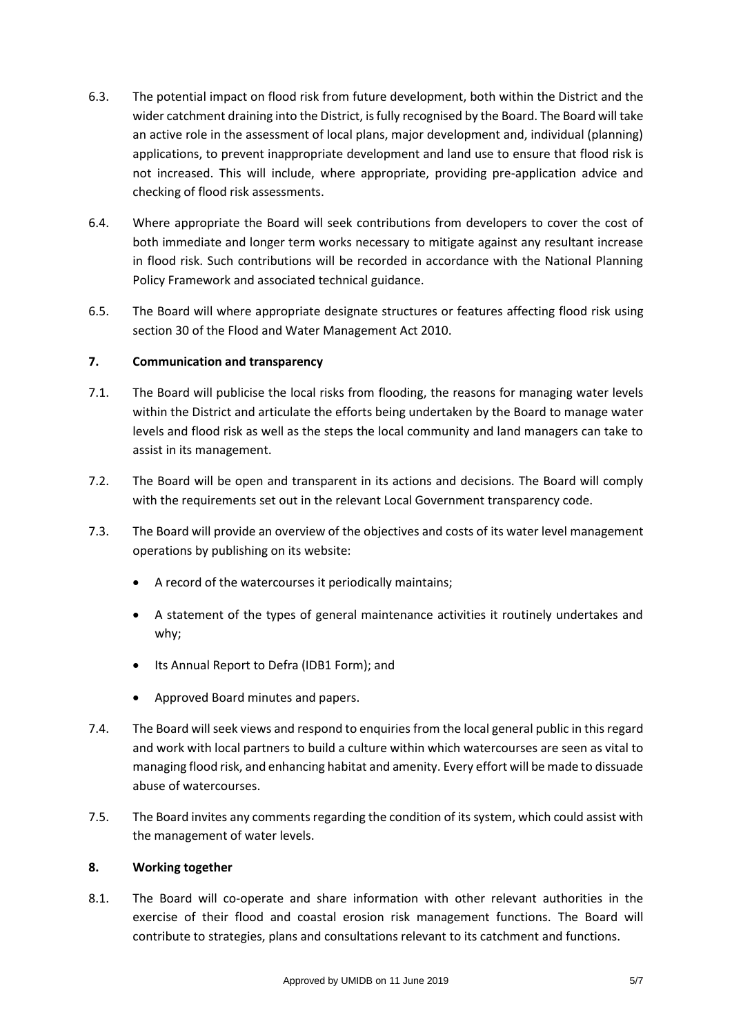6.3. The potential impact on flood risk from future development, both within the District and the wider catchment draining into the District, is fully recognised by the Board. The Board will take an active role in the assessment of local plans, major development and, individual (planning) applications, to prevent inappropriate development and land use to ensure that flood risk is not increased. This will include, where appropriate, providing pre-application advice and checking of flood risk assessments.

6.4. Where appropriate the Board will seek contributions from developers to cover the cost of both immediate and longer term works necessary to mitigate against any resultant increase in flood risk. Such contributions will be recorded in accordance with the National Planning Policy Framework and associated technical guidance.

6.5. The Board will where appropriate designate structures or features affecting flood risk using section 30 of the Flood and Water Management Act 2010.

## 7. Communication and transparency

7.1. The Board will publicise the local risks from flooding, the reasons for managing water levels within the District and articulate the efforts being undertaken by the Board to manage water levels and flood risk as well as the steps the local community and land managers can take to assist in its management.

7.2. The Board will be open and transparent in its actions and decisions. The Board will comply with the requirements set out in the relevant Local Government transparency code.

7.3. The Board will provide an overview of the objectives and costs of its water level management operations by publishing on its website:

- A record of the watercourses it periodically maintains;
- A statement of the types of general maintenance activities it routinely undertakes and why;
- Its Annual Report to Defra (IDB1 Form); and
- Approved Board minutes and papers.

7.4. The Board will seek views and respond to enquiries from the local general public in this regard and work with local partners to build a culture within which watercourses are seen as vital to managing flood risk, and enhancing habitat and amenity. Every effort will be made to dissuade abuse of watercourses.

7.5. The Board invites any comments regarding the condition of its system, which could assist with the management of water levels.

## 8. Working together

8.1. The Board will co-operate and share information with other relevant authorities in the exercise of their flood and coastal erosion risk management functions. The Board will contribute to strategies, plans and consultations relevant to its catchment and functions.

Approved by UMIDB on 11 June 2019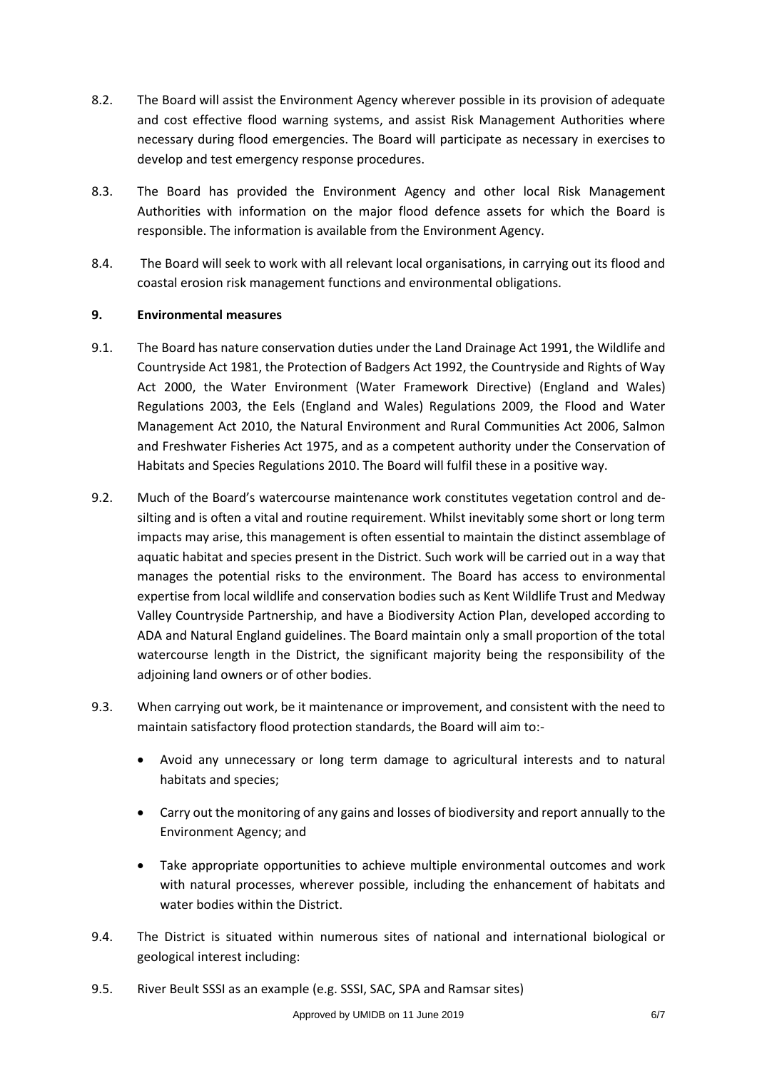8.2. The Board will assist the Environment Agency wherever possible in its provision of adequate and cost effective flood warning systems, and assist Risk Management Authorities where necessary during flood emergencies. The Board will participate as necessary in exercises to develop and test emergency response procedures.

8.3. The Board has provided the Environment Agency and other local Risk Management Authorities with information on the major flood defence assets for which the Board is responsible. The information is available from the Environment Agency.

8.4. The Board will seek to work with all relevant local organisations, in carrying out its flood and coastal erosion risk management functions and environmental obligations.

## 9. Environmental measures

9.1. The Board has nature conservation duties under the Land Drainage Act 1991, the Wildlife and Countryside Act 1981, the Protection of Badgers Act 1992, the Countryside and Rights of Way Act 2000, the Water Environment (Water Framework Directive) (England and Wales) Regulations 2003, the Eels (England and Wales) Regulations 2009, the Flood and Water Management Act 2010, the Natural Environment and Rural Communities Act 2006, Salmon and Freshwater Fisheries Act 1975, and as a competent authority under the Conservation of Habitats and Species Regulations 2010. The Board will fulfil these in a positive way.

9.2. Much of the Board's watercourse maintenance work constitutes vegetation control and de-silting and is often a vital and routine requirement. Whilst inevitably some short or long term impacts may arise, this management is often essential to maintain the distinct assemblage of aquatic habitat and species present in the District. Such work will be carried out in a way that manages the potential risks to the environment. The Board has access to environmental expertise from local wildlife and conservation bodies such as Kent Wildlife Trust and Medway Valley Countryside Partnership, and have a Biodiversity Action Plan, developed according to ADA and Natural England guidelines. The Board maintain only a small proportion of the total watercourse length in the District, the significant majority being the responsibility of the adjoining land owners or of other bodies.

9.3. When carrying out work, be it maintenance or improvement, and consistent with the need to maintain satisfactory flood protection standards, the Board will aim to:-

- Avoid any unnecessary or long term damage to agricultural interests and to natural habitats and species;
- Carry out the monitoring of any gains and losses of biodiversity and report annually to the Environment Agency; and
- Take appropriate opportunities to achieve multiple environmental outcomes and work with natural processes, wherever possible, including the enhancement of habitats and water bodies within the District.

9.4. The District is situated within numerous sites of national and international biological or geological interest including:

9.5. River Beult SSSI as an example (e.g. SSSI, SAC, SPA and Ramsar sites)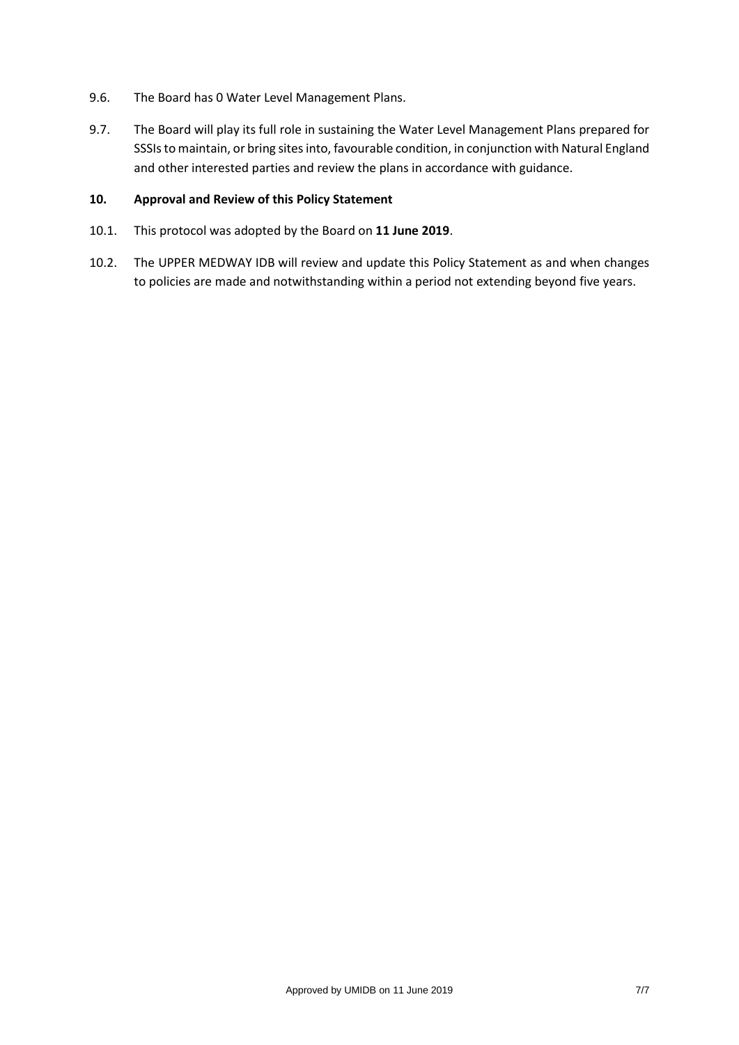9.6. The Board has 0 Water Level Management Plans.

9.7. The Board will play its full role in sustaining the Water Level Management Plans prepared for SSSIs to maintain, or bring sites into, favourable condition, in conjunction with Natural England and other interested parties and review the plans in accordance with guidance.

## 10. Approval and Review of this Policy Statement

10.1. This protocol was adopted by the Board on **11 June 2019**.

10.2. The UPPER MEDWAY IDB will review and update this Policy Statement as and when changes to policies are made and notwithstanding within a period not extending beyond five years.